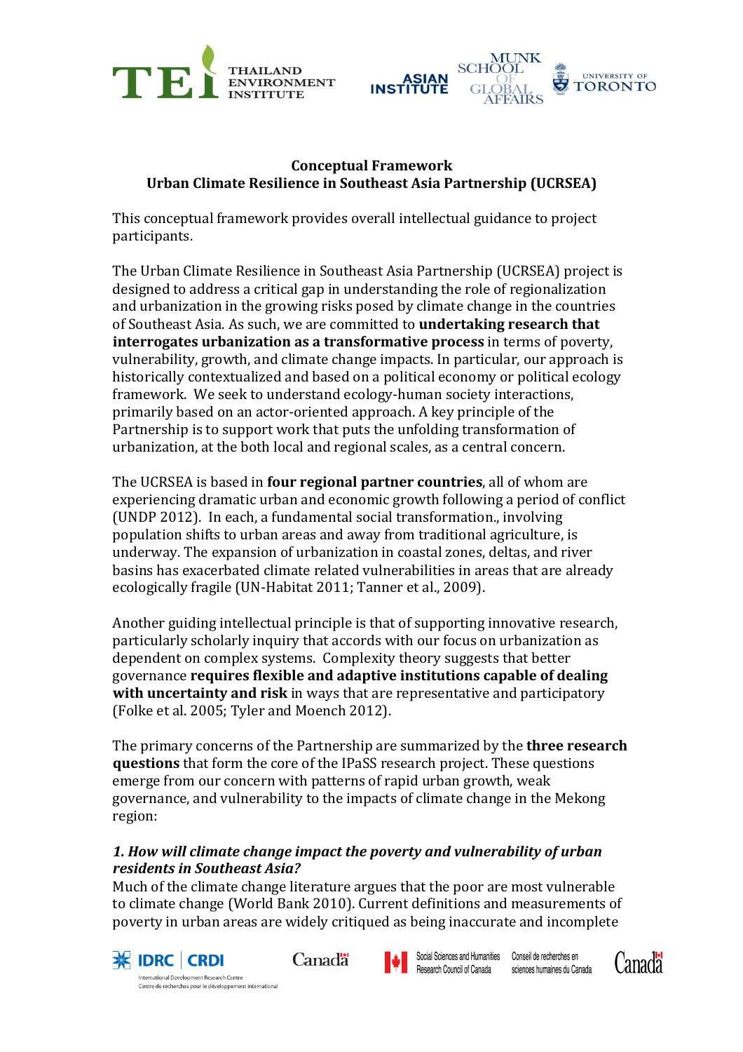**Conceptual Framework**
**Urban Climate Resilience in Southeast Asia Partnership (UCRSEA)**

This conceptual framework provides overall intellectual guidance to project participants.

The Urban Climate Resilience in Southeast Asia Partnership (UCRSEA) project is designed to address a critical gap in understanding the role of regionalization and urbanization in the growing risks posed by climate change in the countries of Southeast Asia. As such, we are committed to **undertaking research that interrogates urbanization as a transformative process** in terms of poverty, vulnerability, growth, and climate change impacts. In particular, our approach is historically contextualized and based on a political economy or political ecology framework. We seek to understand ecology-human society interactions, primarily based on an actor-oriented approach. A key principle of the Partnership is to support work that puts the unfolding transformation of urbanization, at the both local and regional scales, as a central concern.

The UCRSEA is based in **four regional partner countries**, all of whom are experiencing dramatic urban and economic growth following a period of conflict (UNDP 2012). In each, a fundamental social transformation., involving population shifts to urban areas and away from traditional agriculture, is underway. The expansion of urbanization in coastal zones, deltas, and river basins has exacerbated climate related vulnerabilities in areas that are already ecologically fragile (UN-Habitat 2011; Tanner et al., 2009).

Another guiding intellectual principle is that of supporting innovative research, particularly scholarly inquiry that accords with our focus on urbanization as dependent on complex systems. Complexity theory suggests that better governance **requires flexible and adaptive institutions capable of dealing with uncertainty and risk** in ways that are representative and participatory (Folke et al. 2005; Tyler and Moench 2012).

The primary concerns of the Partnership are summarized by the **three research questions** that form the core of the IPaSS research project. These questions emerge from our concern with patterns of rapid urban growth, weak governance, and vulnerability to the impacts of climate change in the Mekong region:

***1. How will climate change impact the poverty and vulnerability of urban residents in Southeast Asia?***

Much of the climate change literature argues that the poor are most vulnerable to climate change (World Bank 2010). Current definitions and measurements of poverty in urban areas are widely critiqued as being inaccurate and incomplete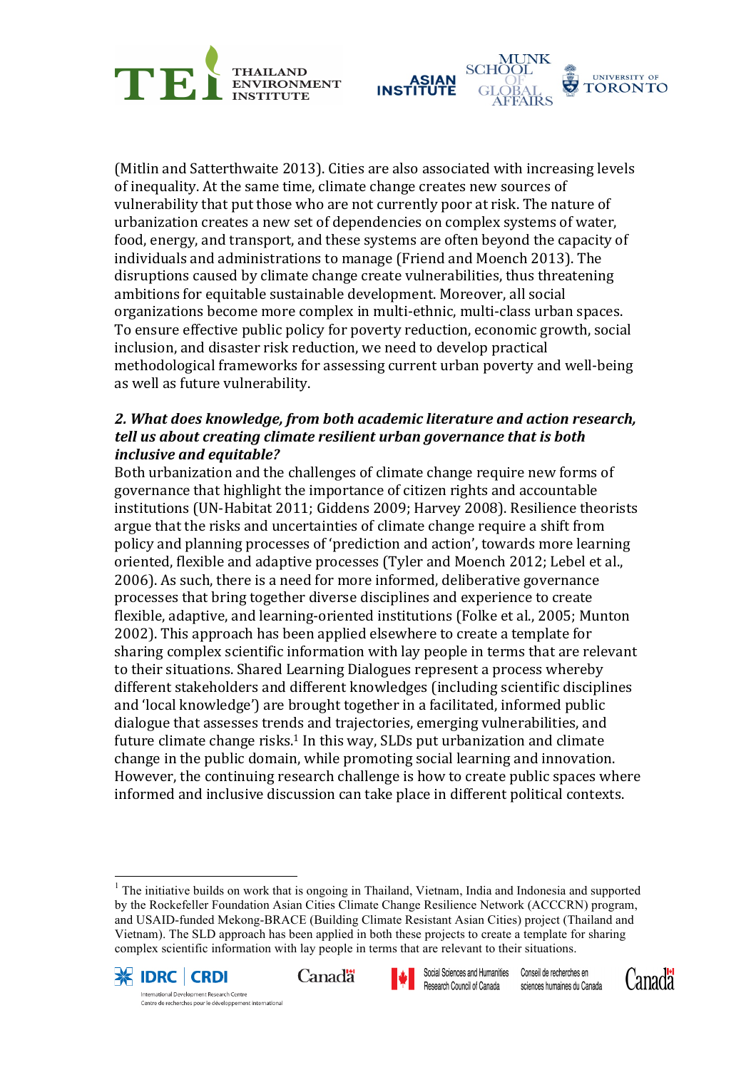(Mitlin and Satterthwaite 2013). Cities are also associated with increasing levels of inequality. At the same time, climate change creates new sources of vulnerability that put those who are not currently poor at risk. The nature of urbanization creates a new set of dependencies on complex systems of water, food, energy, and transport, and these systems are often beyond the capacity of individuals and administrations to manage (Friend and Moench 2013). The disruptions caused by climate change create vulnerabilities, thus threatening ambitions for equitable sustainable development. Moreover, all social organizations become more complex in multi-ethnic, multi-class urban spaces. To ensure effective public policy for poverty reduction, economic growth, social inclusion, and disaster risk reduction, we need to develop practical methodological frameworks for assessing current urban poverty and well-being as well as future vulnerability.

### *2. What does knowledge, from both academic literature and action research, tell us about creating climate resilient urban governance that is both inclusive and equitable?*

Both urbanization and the challenges of climate change require new forms of governance that highlight the importance of citizen rights and accountable institutions (UN-Habitat 2011; Giddens 2009; Harvey 2008). Resilience theorists argue that the risks and uncertainties of climate change require a shift from policy and planning processes of 'prediction and action', towards more learning oriented, flexible and adaptive processes (Tyler and Moench 2012; Lebel et al., 2006). As such, there is a need for more informed, deliberative governance processes that bring together diverse disciplines and experience to create flexible, adaptive, and learning-oriented institutions (Folke et al., 2005; Munton 2002). This approach has been applied elsewhere to create a template for sharing complex scientific information with lay people in terms that are relevant to their situations. Shared Learning Dialogues represent a process whereby different stakeholders and different knowledges (including scientific disciplines and 'local knowledge') are brought together in a facilitated, informed public dialogue that assesses trends and trajectories, emerging vulnerabilities, and future climate change risks.[1] In this way, SLDs put urbanization and climate change in the public domain, while promoting social learning and innovation. However, the continuing research challenge is how to create public spaces where informed and inclusive discussion can take place in different political contexts.

---

[1] The initiative builds on work that is ongoing in Thailand, Vietnam, India and Indonesia and supported by the Rockefeller Foundation Asian Cities Climate Change Resilience Network (ACCCRN) program, and USAID-funded Mekong-BRACE (Building Climate Resistant Asian Cities) project (Thailand and Vietnam). The SLD approach has been applied in both these projects to create a template for sharing complex scientific information with lay people in terms that are relevant to their situations.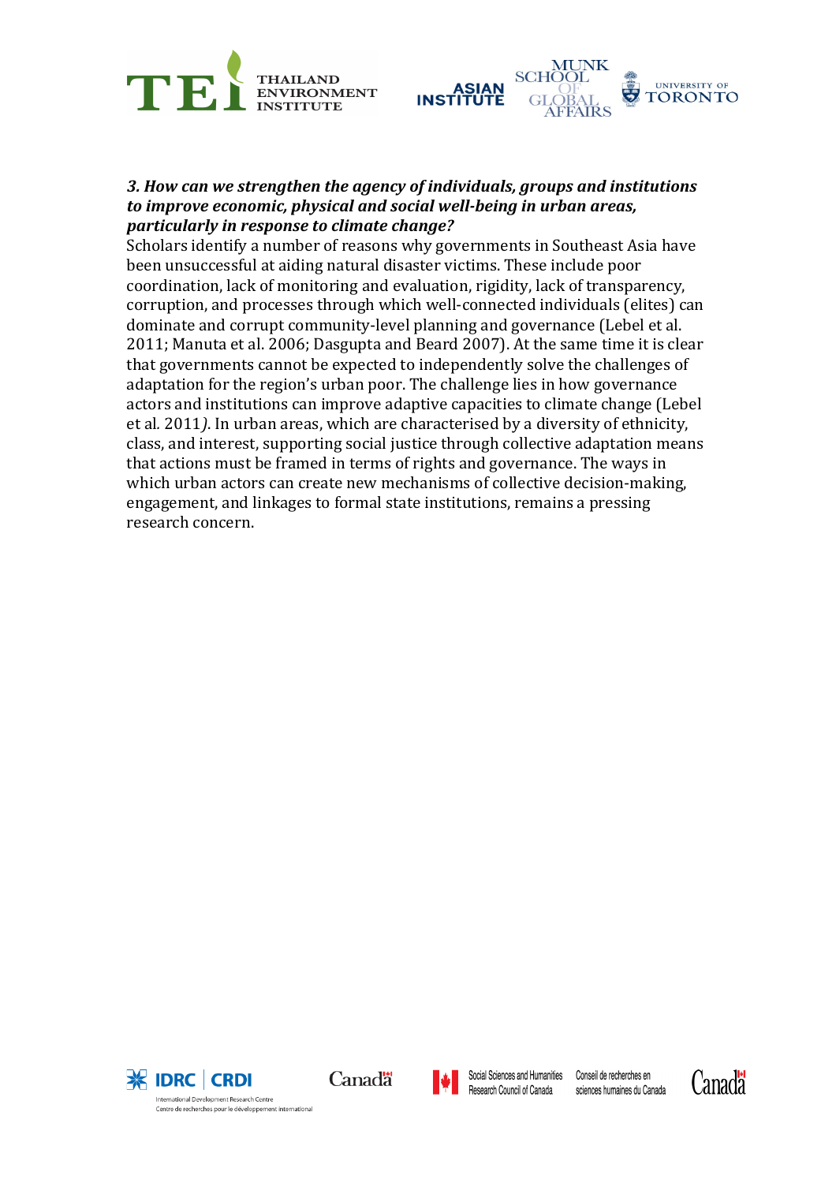***3. How can we strengthen the agency of individuals, groups and institutions to improve economic, physical and social well-being in urban areas, particularly in response to climate change?***

Scholars identify a number of reasons why governments in Southeast Asia have been unsuccessful at aiding natural disaster victims. These include poor coordination, lack of monitoring and evaluation, rigidity, lack of transparency, corruption, and processes through which well-connected individuals (elites) can dominate and corrupt community-level planning and governance (Lebel et al. 2011; Manuta et al. 2006; Dasgupta and Beard 2007). At the same time it is clear that governments cannot be expected to independently solve the challenges of adaptation for the region's urban poor. The challenge lies in how governance actors and institutions can improve adaptive capacities to climate change (Lebel et al*.* 2011*)*. In urban areas, which are characterised by a diversity of ethnicity, class, and interest, supporting social justice through collective adaptation means that actions must be framed in terms of rights and governance. The ways in which urban actors can create new mechanisms of collective decision-making, engagement, and linkages to formal state institutions, remains a pressing research concern.